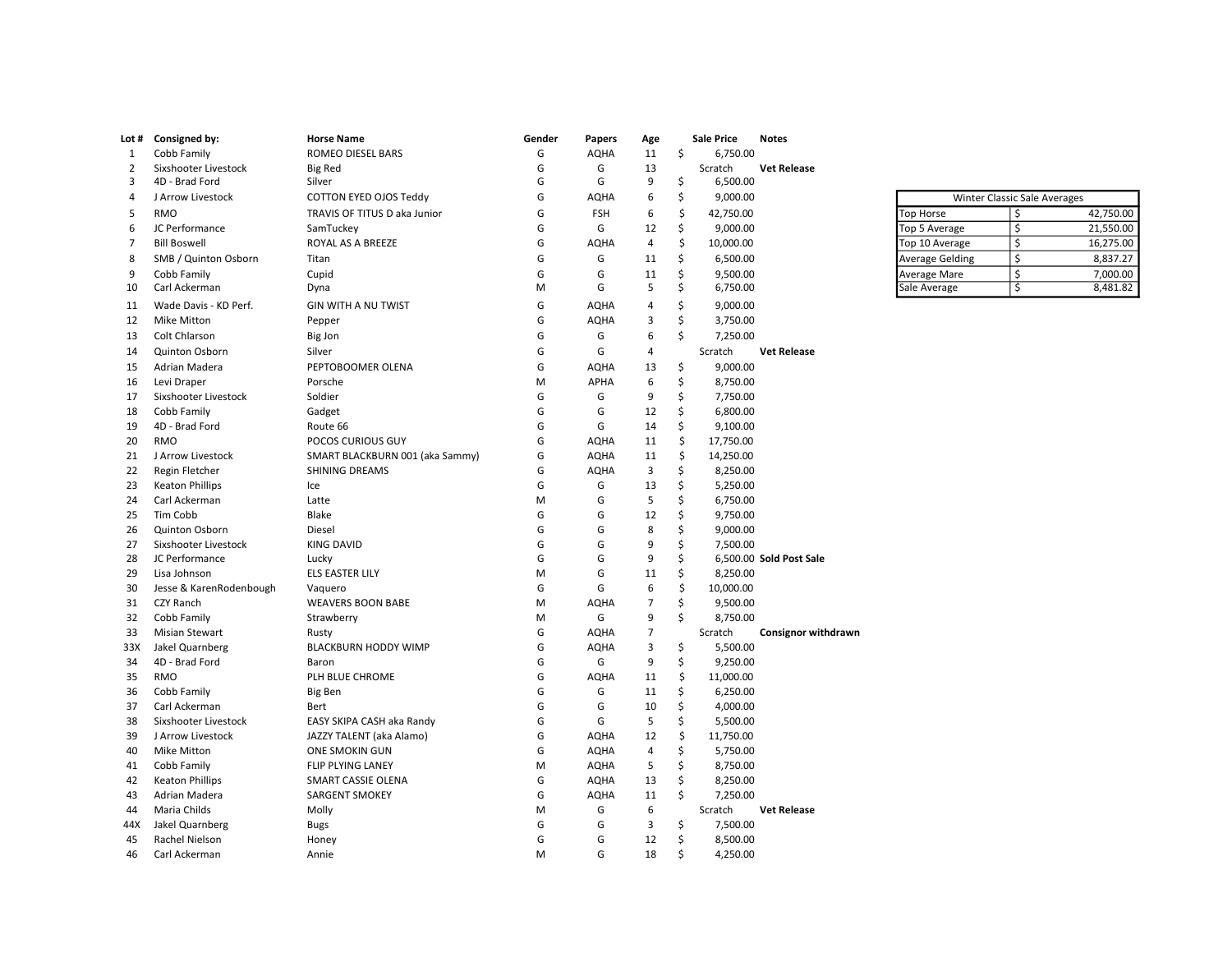| Lot # | Consigned by: | Horse Name | Gender | Papers | Age | Sale Price | Notes |
|---|---|---|---|---|---|---|---|
| 1 | Cobb Family | ROMEO DIESEL BARS | G | AQHA | 11 | $ 6,750.00 | |
| 2 | Sixshooter Livestock | Big Red | G | G | 13 | Scratch | **Vet Release** |
| 3 | 4D - Brad Ford | Silver | G | G | 9 | $ 6,500.00 | |
| 4 | J Arrow Livestock | COTTON EYED OJOS Teddy | G | AQHA | 6 | $ 9,000.00 | |
| 5 | RMO | TRAVIS OF TITUS D aka Junior | G | FSH | 6 | $ 42,750.00 | |
| 6 | JC Performance | SamTuckey | G | G | 12 | $ 9,000.00 | |
| 7 | Bill Boswell | ROYAL AS A BREEZE | G | AQHA | 4 | $ 10,000.00 | |
| 8 | SMB / Quinton Osborn | Titan | G | G | 11 | $ 6,500.00 | |
| 9 | Cobb Family | Cupid | G | G | 11 | $ 9,500.00 | |
| 10 | Carl Ackerman | Dyna | M | G | 5 | $ 6,750.00 | |
| 11 | Wade Davis - KD Perf. | GIN WITH A NU TWIST | G | AQHA | 4 | $ 9,000.00 | |
| 12 | Mike Mitton | Pepper | G | AQHA | 3 | $ 3,750.00 | |
| 13 | Colt Chlarson | Big Jon | G | G | 6 | $ 7,250.00 | |
| 14 | Quinton Osborn | Silver | G | G | 4 | Scratch | **Vet Release** |
| 15 | Adrian Madera | PEPTOBOOMER OLENA | G | AQHA | 13 | $ 9,000.00 | |
| 16 | Levi Draper | Porsche | M | APHA | 6 | $ 8,750.00 | |
| 17 | Sixshooter Livestock | Soldier | G | G | 9 | $ 7,750.00 | |
| 18 | Cobb Family | Gadget | G | G | 12 | $ 6,800.00 | |
| 19 | 4D - Brad Ford | Route 66 | G | G | 14 | $ 9,100.00 | |
| 20 | RMO | POCOS CURIOUS GUY | G | AQHA | 11 | $ 17,750.00 | |
| 21 | J Arrow Livestock | SMART BLACKBURN 001 (aka Sammy) | G | AQHA | 11 | $ 14,250.00 | |
| 22 | Regin Fletcher | SHINING DREAMS | G | AQHA | 3 | $ 8,250.00 | |
| 23 | Keaton Phillips | Ice | G | G | 13 | $ 5,250.00 | |
| 24 | Carl Ackerman | Latte | M | G | 5 | $ 6,750.00 | |
| 25 | Tim Cobb | Blake | G | G | 12 | $ 9,750.00 | |
| 26 | Quinton Osborn | Diesel | G | G | 8 | $ 9,000.00 | |
| 27 | Sixshooter Livestock | KING DAVID | G | G | 9 | $ 7,500.00 | |
| 28 | JC Performance | Lucky | G | G | 9 | $ 6,500.00 | **Sold Post Sale** |
| 29 | Lisa Johnson | ELS EASTER LILY | M | G | 11 | $ 8,250.00 | |
| 30 | Jesse & KarenRodenbough | Vaquero | G | G | 6 | $ 10,000.00 | |
| 31 | CZY Ranch | WEAVERS BOON BABE | M | AQHA | 7 | $ 9,500.00 | |
| 32 | Cobb Family | Strawberry | M | G | 9 | $ 8,750.00 | |
| 33 | Misian Stewart | Rusty | G | AQHA | 7 | Scratch | **Consignor withdrawn** |
| 33X | Jakel Quarnberg | BLACKBURN HODDY WIMP | G | AQHA | 3 | $ 5,500.00 | |
| 34 | 4D - Brad Ford | Baron | G | G | 9 | $ 9,250.00 | |
| 35 | RMO | PLH BLUE CHROME | G | AQHA | 11 | $ 11,000.00 | |
| 36 | Cobb Family | Big Ben | G | G | 11 | $ 6,250.00 | |
| 37 | Carl Ackerman | Bert | G | G | 10 | $ 4,000.00 | |
| 38 | Sixshooter Livestock | EASY SKIPA CASH aka Randy | G | G | 5 | $ 5,500.00 | |
| 39 | J Arrow Livestock | JAZZY TALENT (aka Alamo) | G | AQHA | 12 | $ 11,750.00 | |
| 40 | Mike Mitton | ONE SMOKIN GUN | G | AQHA | 4 | $ 5,750.00 | |
| 41 | Cobb Family | FLIP PLYING LANEY | M | AQHA | 5 | $ 8,750.00 | |
| 42 | Keaton Phillips | SMART CASSIE OLENA | G | AQHA | 13 | $ 8,250.00 | |
| 43 | Adrian Madera | SARGENT SMOKEY | G | AQHA | 11 | $ 7,250.00 | |
| 44 | Maria Childs | Molly | M | G | 6 | Scratch | **Vet Release** |
| 44X | Jakel Quarnberg | Bugs | G | G | 3 | $ 7,500.00 | |
| 45 | Rachel Nielson | Honey | G | G | 12 | $ 8,500.00 | |
| 46 | Carl Ackerman | Annie | M | G | 18 | $ 4,250.00 | |

| Winter Classic Sale Averages | |
|---|---|
| Top Horse | $ 42,750.00 |
| Top 5 Average | $ 21,550.00 |
| Top 10 Average | $ 16,275.00 |
| Average Gelding | $ 8,837.27 |
| Average Mare | $ 7,000.00 |
| Sale Average | $ 8,481.82 |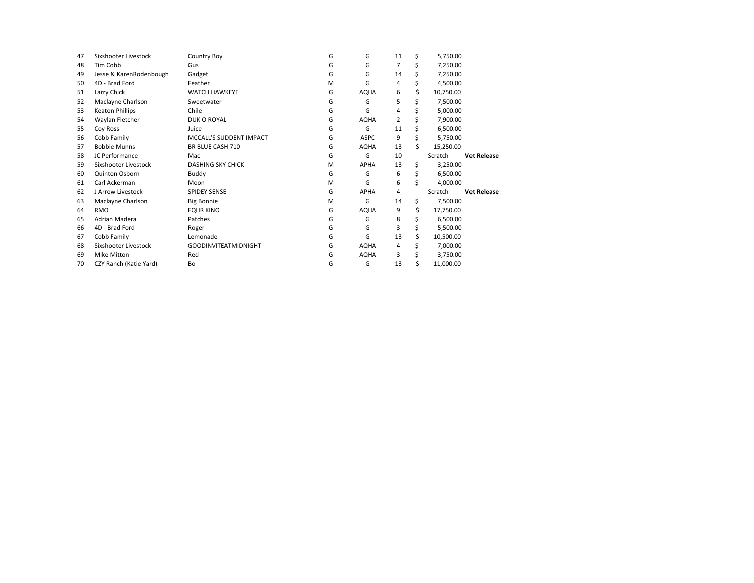| | | | | | | | |
|---|---|---|---|---|---|---|---|
| 47 | Sixshooter Livestock | Country Boy | G | G | 11 | $ 5,750.00 | |
| 48 | Tim Cobb | Gus | G | G | 7 | $ 7,250.00 | |
| 49 | Jesse & KarenRodenbough | Gadget | G | G | 14 | $ 7,250.00 | |
| 50 | 4D - Brad Ford | Feather | M | G | 4 | $ 4,500.00 | |
| 51 | Larry Chick | WATCH HAWKEYE | G | AQHA | 6 | $ 10,750.00 | |
| 52 | Maclayne Charlson | Sweetwater | G | G | 5 | $ 7,500.00 | |
| 53 | Keaton Phillips | Chile | G | G | 4 | $ 5,000.00 | |
| 54 | Waylan Fletcher | DUK O ROYAL | G | AQHA | 2 | $ 7,900.00 | |
| 55 | Coy Ross | Juice | G | G | 11 | $ 6,500.00 | |
| 56 | Cobb Family | MCCALL'S SUDDENT IMPACT | G | ASPC | 9 | $ 5,750.00 | |
| 57 | Bobbie Munns | BR BLUE CASH 710 | G | AQHA | 13 | $ 15,250.00 | |
| 58 | JC Performance | Mac | G | G | 10 | Scratch | **Vet Release** |
| 59 | Sixshooter Livestock | DASHING SKY CHICK | M | APHA | 13 | $ 3,250.00 | |
| 60 | Quinton Osborn | Buddy | G | G | 6 | $ 6,500.00 | |
| 61 | Carl Ackerman | Moon | M | G | 6 | $ 4,000.00 | |
| 62 | J Arrow Livestock | SPIDEY SENSE | G | APHA | 4 | Scratch | **Vet Release** |
| 63 | Maclayne Charlson | Big Bonnie | M | G | 14 | $ 7,500.00 | |
| 64 | RMO | FQHR KINO | G | AQHA | 9 | $ 17,750.00 | |
| 65 | Adrian Madera | Patches | G | G | 8 | $ 6,500.00 | |
| 66 | 4D - Brad Ford | Roger | G | G | 3 | $ 5,500.00 | |
| 67 | Cobb Family | Lemonade | G | G | 13 | $ 10,500.00 | |
| 68 | Sixshooter Livestock | GOODINVITEATMIDNIGHT | G | AQHA | 4 | $ 7,000.00 | |
| 69 | Mike Mitton | Red | G | AQHA | 3 | $ 3,750.00 | |
| 70 | CZY Ranch (Katie Yard) | Bo | G | G | 13 | $ 11,000.00 | |